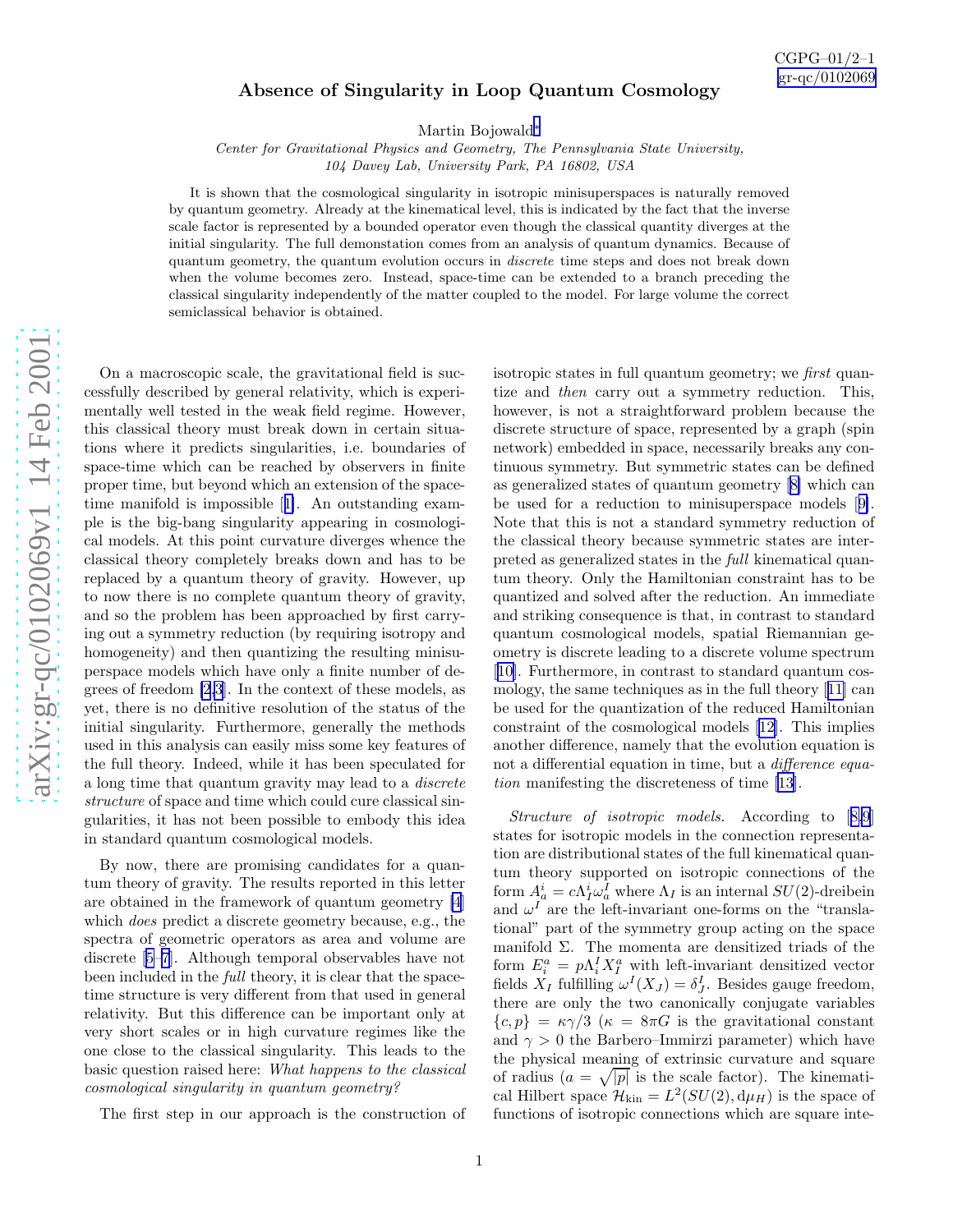CGPG–01/2–1
gr-qc/0102069

# Absence of Singularity in Loop Quantum Cosmology

Martin Bojowald[*]

*Center for Gravitational Physics and Geometry, The Pennsylvania State University, 104 Davey Lab, University Park, PA 16802, USA*

It is shown that the cosmological singularity in isotropic minisuperspaces is naturally removed by quantum geometry. Already at the kinematical level, this is indicated by the fact that the inverse scale factor is represented by a bounded operator even though the classical quantity diverges at the initial singularity. The full demonstation comes from an analysis of quantum dynamics. Because of quantum geometry, the quantum evolution occurs in *discrete* time steps and does not break down when the volume becomes zero. Instead, space-time can be extended to a branch preceding the classical singularity independently of the matter coupled to the model. For large volume the correct semiclassical behavior is obtained.

On a macroscopic scale, the gravitational field is successfully described by general relativity, which is experimentally well tested in the weak field regime. However, this classical theory must break down in certain situations where it predicts singularities, i.e. boundaries of space-time which can be reached by observers in finite proper time, but beyond which an extension of the space-time manifold is impossible [1]. An outstanding example is the big-bang singularity appearing in cosmological models. At this point curvature diverges whence the classical theory completely breaks down and has to be replaced by a quantum theory of gravity. However, up to now there is no complete quantum theory of gravity, and so the problem has been approached by first carrying out a symmetry reduction (by requiring isotropy and homogeneity) and then quantizing the resulting minisuperspace models which have only a finite number of degrees of freedom [2,3]. In the context of these models, as yet, there is no definitive resolution of the status of the initial singularity. Furthermore, generally the methods used in this analysis can easily miss some key features of the full theory. Indeed, while it has been speculated for a long time that quantum gravity may lead to a *discrete structure* of space and time which could cure classical singularities, it has not been possible to embody this idea in standard quantum cosmological models.

By now, there are promising candidates for a quantum theory of gravity. The results reported in this letter are obtained in the framework of quantum geometry [4] which *does* predict a discrete geometry because, e.g., the spectra of geometric operators as area and volume are discrete [5–7]. Although temporal observables have not been included in the *full* theory, it is clear that the space-time structure is very different from that used in general relativity. But this difference can be important only at very short scales or in high curvature regimes like the one close to the classical singularity. This leads to the basic question raised here: *What happens to the classical cosmological singularity in quantum geometry?*

The first step in our approach is the construction of isotropic states in full quantum geometry; we *first* quantize and *then* carry out a symmetry reduction. This, however, is not a straightforward problem because the discrete structure of space, represented by a graph (spin network) embedded in space, necessarily breaks any continuous symmetry. But symmetric states can be defined as generalized states of quantum geometry [8] which can be used for a reduction to minisuperspace models [9]. Note that this is not a standard symmetry reduction of the classical theory because symmetric states are interpreted as generalized states in the *full* kinematical quantum theory. Only the Hamiltonian constraint has to be quantized and solved after the reduction. An immediate and striking consequence is that, in contrast to standard quantum cosmological models, spatial Riemannian geometry is discrete leading to a discrete volume spectrum [10]. Furthermore, in contrast to standard quantum cosmology, the same techniques as in the full theory [11] can be used for the quantization of the reduced Hamiltonian constraint of the cosmological models [12]. This implies another difference, namely that the evolution equation is not a differential equation in time, but a *difference equation* manifesting the discreteness of time [13].

*Structure of isotropic models.* According to [8,9] states for isotropic models in the connection representation are distributional states of the full kinematical quantum theory supported on isotropic connections of the form $A_a^i = c\Lambda_I^i\omega_a^I$ where $\Lambda_I$ is an internal $SU(2)$-dreibein and $\omega^I$ are the left-invariant one-forms on the "translational" part of the symmetry group acting on the space manifold $\Sigma$. The momenta are densitized triads of the form $E_i^a = p\Lambda_i^I X_I^a$ with left-invariant densitized vector fields $X_I$ fulfilling $\omega^I(X_J) = \delta_J^I$. Besides gauge freedom, there are only the two canonically conjugate variables $\{c,p\} = \kappa\gamma/3$ ($\kappa = 8\pi G$ is the gravitational constant and $\gamma > 0$ the Barbero–Immirzi parameter) which have the physical meaning of extrinsic curvature and square of radius ($a = \sqrt{|p|}$ is the scale factor). The kinematical Hilbert space $\mathcal{H}_{\rm kin} = L^2(SU(2), {\rm d}\mu_H)$ is the space of functions of isotropic connections which are square inte-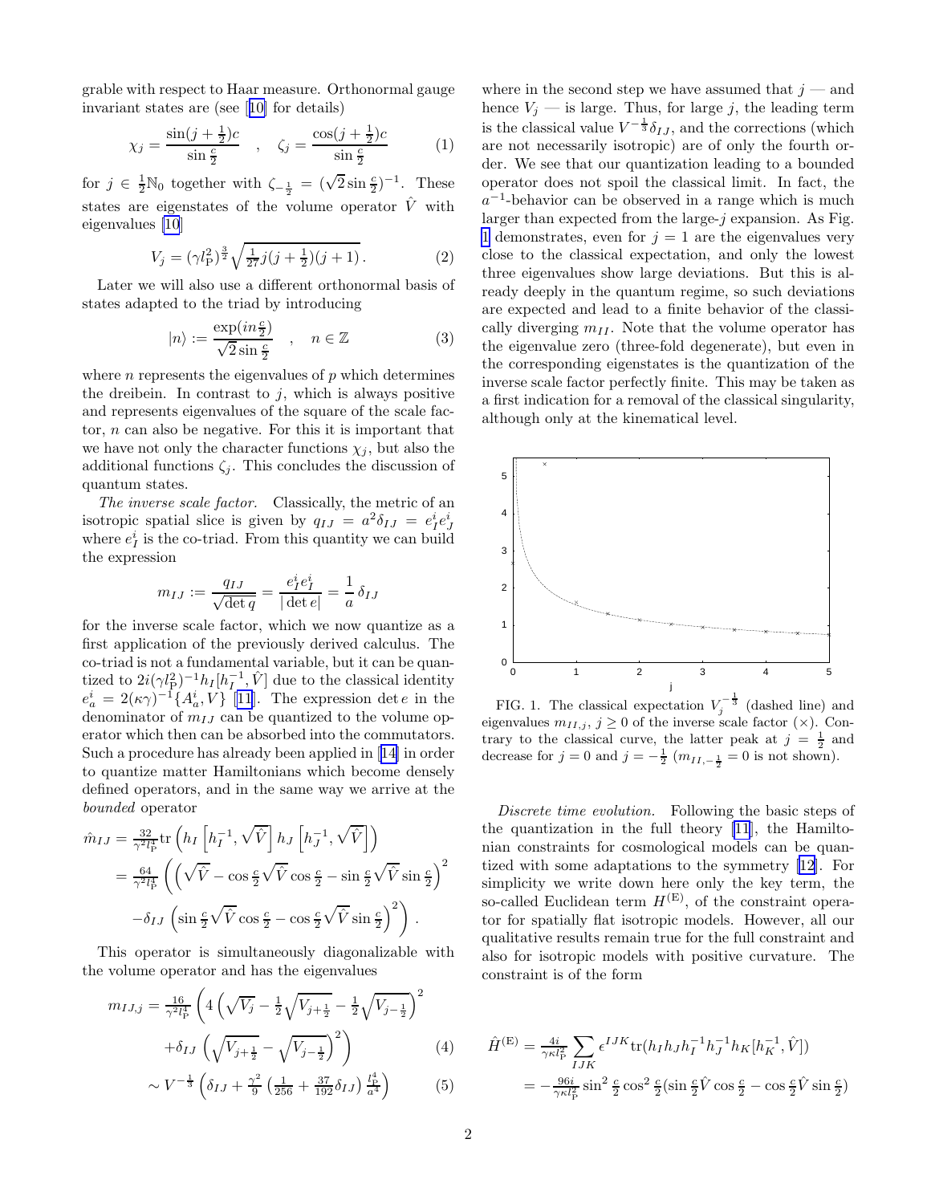grable with respect to Haar measure. Orthonormal gauge invariant states are (see [10] for details)

$$\chi_j = \frac{\sin(j+\frac{1}{2})c}{\sin\frac{c}{2}} \quad , \quad \zeta_j = \frac{\cos(j+\frac{1}{2})c}{\sin\frac{c}{2}} \tag{1}$$

for $j \in \frac{1}{2}\mathbb{N}_0$ together with $\zeta_{-\frac{1}{2}} = (\sqrt{2}\sin\frac{c}{2})^{-1}$. These states are eigenstates of the volume operator $\hat{V}$ with eigenvalues [10]

$$V_j = (\gamma l_{\rm P}^2)^{\frac{3}{2}}\sqrt{\tfrac{1}{27}j(j+\tfrac{1}{2})(j+1)}\,. \tag{2}$$

Later we will also use a different orthonormal basis of states adapted to the triad by introducing

$$|n\rangle := \frac{\exp(in\frac{c}{2})}{\sqrt{2}\sin\frac{c}{2}} \quad , \quad n \in \mathbb{Z} \tag{3}$$

where $n$ represents the eigenvalues of $p$ which determines the dreibein. In contrast to $j$, which is always positive and represents eigenvalues of the square of the scale factor, $n$ can also be negative. For this it is important that we have not only the character functions $\chi_j$, but also the additional functions $\zeta_j$. This concludes the discussion of quantum states.

*The inverse scale factor.* Classically, the metric of an isotropic spatial slice is given by $q_{IJ} = a^2\delta_{IJ} = e^i_I e^i_J$ where $e^i_I$ is the co-triad. From this quantity we can build the expression

$$m_{IJ} := \frac{q_{IJ}}{\sqrt{\det q}} = \frac{e^i_I e^i_I}{|\det e|} = \frac{1}{a}\,\delta_{IJ}$$

for the inverse scale factor, which we now quantize as a first application of the previously derived calculus. The co-triad is not a fundamental variable, but it can be quantized to $2i(\gamma l_{\rm P}^2)^{-1}h_I[h_I^{-1},\hat{V}]$ due to the classical identity $e^i_a = 2(\kappa\gamma)^{-1}\{A^i_a, V\}$ [11]. The expression $\det e$ in the denominator of $m_{IJ}$ can be quantized to the volume operator which then can be absorbed into the commutators. Such a procedure has already been applied in [14] in order to quantize matter Hamiltonians which become densely defined operators, and in the same way we arrive at the *bounded* operator

$$\begin{aligned}
\hat{m}_{IJ} &= \tfrac{32}{\gamma^2 l_{\rm P}^4}{\rm tr}\left(h_I\left[h_I^{-1},\sqrt{\hat{V}}\right]h_J\left[h_J^{-1},\sqrt{\hat{V}}\right]\right)\\
&= \tfrac{64}{\gamma^2 l_{\rm P}^4}\left(\left(\sqrt{\hat{V}} - \cos\tfrac{c}{2}\sqrt{\hat{V}}\cos\tfrac{c}{2} - \sin\tfrac{c}{2}\sqrt{\hat{V}}\sin\tfrac{c}{2}\right)^2\right.\\
&\quad\left. -\delta_{IJ}\left(\sin\tfrac{c}{2}\sqrt{\hat{V}}\cos\tfrac{c}{2} - \cos\tfrac{c}{2}\sqrt{\hat{V}}\sin\tfrac{c}{2}\right)^2\right).
\end{aligned}$$

This operator is simultaneously diagonalizable with the volume operator and has the eigenvalues

$$\begin{aligned}
m_{IJ,j} &= \tfrac{16}{\gamma^2 l_{\rm P}^4}\left(4\left(\sqrt{V_j} - \tfrac{1}{2}\sqrt{V_{j+\frac{1}{2}}} - \tfrac{1}{2}\sqrt{V_{j-\frac{1}{2}}}\right)^2\right.\\
&\quad\left. + \delta_{IJ}\left(\sqrt{V_{j+\frac{1}{2}}} - \sqrt{V_{j-\frac{1}{2}}}\right)^2\right) &(4)\\
&\sim V^{-\frac{1}{3}}\left(\delta_{IJ} + \tfrac{\gamma^2}{9}\left(\tfrac{1}{256} + \tfrac{37}{192}\delta_{IJ}\right)\tfrac{l_{\rm P}^4}{a^4}\right) &(5)
\end{aligned}$$

where in the second step we have assumed that $j$ — and hence $V_j$ — is large. Thus, for large $j$, the leading term is the classical value $V^{-\frac{1}{3}}\delta_{IJ}$, and the corrections (which are not necessarily isotropic) are of only the fourth order. We see that our quantization leading to a bounded operator does not spoil the classical limit. In fact, the $a^{-1}$-behavior can be observed in a range which is much larger than expected from the large-$j$ expansion. As Fig. 1 demonstrates, even for $j = 1$ are the eigenvalues very close to the classical expectation, and only the lowest three eigenvalues show large deviations. But this is already deeply in the quantum regime, so such deviations are expected and lead to a finite behavior of the classically diverging $m_{II}$. Note that the volume operator has the eigenvalue zero (three-fold degenerate), but even in the corresponding eigenstates is the quantization of the inverse scale factor perfectly finite. This may be taken as a first indication for a removal of the classical singularity, although only at the kinematical level.

FIG. 1. The classical expectation $V_j^{-\frac{1}{3}}$ (dashed line) and eigenvalues $m_{II,j}$, $j \geq 0$ of the inverse scale factor (×). Contrary to the classical curve, the latter peak at $j = \frac{1}{2}$ and decrease for $j = 0$ and $j = -\frac{1}{2}$ ($m_{II,-\frac{1}{2}} = 0$ is not shown).

*Discrete time evolution.* Following the basic steps of the quantization in the full theory [11], the Hamiltonian constraints for cosmological models can be quantized with some adaptations to the symmetry [12]. For simplicity we write down here only the key term, the so-called Euclidean term $H^{(\rm E)}$, of the constraint operator for spatially flat isotropic models. However, all our qualitative results remain true for the full constraint and also for isotropic models with positive curvature. The constraint is of the form

$$\begin{aligned}
\hat{H}^{(\rm E)} &= \tfrac{4i}{\gamma\kappa l_{\rm P}^2}\sum_{IJK}\epsilon^{IJK}{\rm tr}(h_I h_J h_I^{-1}h_J^{-1}h_K[h_K^{-1},\hat{V}])\\
&= -\tfrac{96i}{\gamma\kappa l_{\rm P}^2}\sin^2\tfrac{c}{2}\cos^2\tfrac{c}{2}(\sin\tfrac{c}{2}\hat{V}\cos\tfrac{c}{2} - \cos\tfrac{c}{2}\hat{V}\sin\tfrac{c}{2})
\end{aligned}$$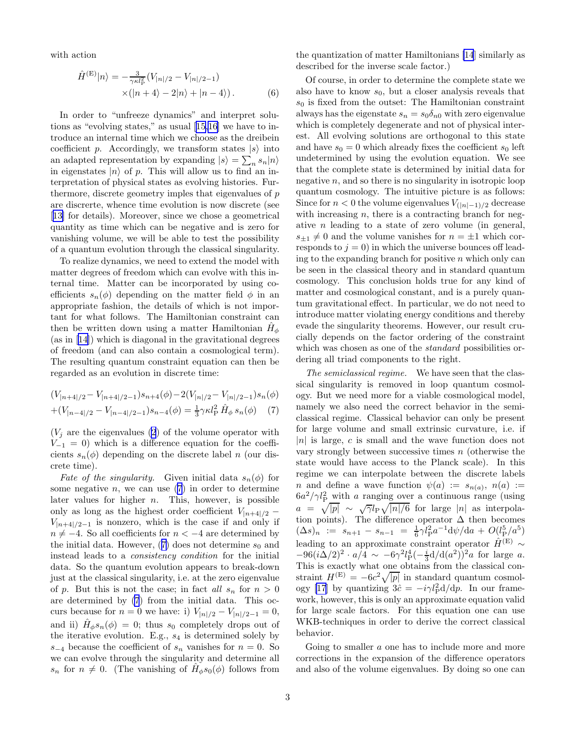with action

$$\hat{H}^{(\mathrm{E})}|n\rangle = -\tfrac{3}{\gamma\kappa l_{\mathrm{P}}^2}(V_{|n|/2} - V_{|n|/2-1}) \times (|n+4\rangle - 2|n\rangle + |n-4\rangle)\,. \tag{6}$$

In order to "unfreeze dynamics" and interpret solutions as "evolving states," as usual [15,16] we have to introduce an internal time which we choose as the dreibein coefficient $p$. Accordingly, we transform states $|s\rangle$ into an adapted representation by expanding $|s\rangle = \sum_n s_n|n\rangle$ in eigenstates $|n\rangle$ of $p$. This will allow us to find an interpretation of physical states as evolving histories. Furthermore, discrete geometry imples that eigenvalues of $p$ are discerte, whence time evolution is now discrete (see [13] for details). Moreover, since we chose a geometrical quantity as time which can be negative and is zero for vanishing volume, we will be able to test the possibility of a quantum evolution through the classical singularity.

To realize dynamics, we need to extend the model with matter degrees of freedom which can evolve with this internal time. Matter can be incorporated by using coefficients $s_n(\phi)$ depending on the matter field $\phi$ in an appropriate fashion, the details of which is not important for what follows. The Hamiltonian constraint can then be written down using a matter Hamiltonian $\hat{H}_\phi$ (as in [14]) which is diagonal in the gravitational degrees of freedom (and can also contain a cosmological term). The resulting quantum constraint equation can then be regarded as an evolution in discrete time:

$$(V_{|n+4|/2} - V_{|n+4|/2-1})s_{n+4}(\phi) - 2(V_{|n|/2} - V_{|n|/2-1})s_n(\phi) + (V_{|n-4|/2} - V_{|n-4|/2-1})s_{n-4}(\phi) = \tfrac{1}{3}\gamma\kappa l_{\mathrm{P}}^2\,\hat{H}_\phi\, s_n(\phi) \tag{7}$$

($V_j$ are the eigenvalues (2) of the volume operator with $V_{-1} = 0$) which is a difference equation for the coefficients $s_n(\phi)$ depending on the discrete label $n$ (our discrete time).

*Fate of the singularity.* Given initial data $s_n(\phi)$ for some negative $n$, we can use (7) in order to determine later values for higher $n$. This, however, is possible only as long as the highest order coefficient $V_{|n+4|/2} - V_{|n+4|/2-1}$ is nonzero, which is the case if and only if $n \neq -4$. So all coefficients for $n < -4$ are determined by the initial data. However, (7) does not determine $s_0$ and instead leads to a *consistency condition* for the initial data. So the quantum evolution appears to break-down just at the classical singularity, i.e. at the zero eigenvalue of $p$. But this is not the case; in fact *all* $s_n$ for $n > 0$ are determined by (7) from the initial data. This occurs because for $n = 0$ we have: i) $V_{|n|/2} - V_{|n|/2-1} = 0$, and ii) $\hat{H}_\phi s_n(\phi) = 0$; thus $s_0$ completely drops out of the iterative evolution. E.g., $s_4$ is determined solely by $s_{-4}$ because the coefficient of $s_n$ vanishes for $n = 0$. So we can evolve through the singularity and determine all $s_n$ for $n \neq 0$. (The vanishing of $\hat{H}_\phi s_0(\phi)$ follows from the quantization of matter Hamiltonians [14] similarly as described for the inverse scale factor.)

Of course, in order to determine the complete state we also have to know $s_0$, but a closer analysis reveals that $s_0$ is fixed from the outset: The Hamiltonian constraint always has the eigenstate $s_n = s_0\delta_{n0}$ with zero eigenvalue which is completely degenerate and not of physical interest. All evolving solutions are orthogonal to this state and have $s_0 = 0$ which already fixes the coefficient $s_0$ left undetermined by using the evolution equation. We see that the complete state is determined by initial data for negative $n$, and so there is no singularity in isotropic loop quantum cosmology. The intuitive picture is as follows: Since for $n < 0$ the volume eigenvalues $V_{(|n|-1)/2}$ decrease with increasing $n$, there is a contracting branch for negative $n$ leading to a state of zero volume (in general, $s_{\pm 1} \neq 0$ and the volume vanishes for $n = \pm 1$ which corresponds to $j = 0$) in which the universe bounces off leading to the expanding branch for positive $n$ which only can be seen in the classical theory and in standard quantum cosmology. This conclusion holds true for any kind of matter and cosmological constant, and is a purely quantum gravitational effect. In particular, we do not need to introduce matter violating energy conditions and thereby evade the singularity theorems. However, our result crucially depends on the factor ordering of the constraint which was chosen as one of the *standard* possibilities ordering all triad components to the right.

*The semiclassical regime.* We have seen that the classical singularity is removed in loop quantum cosmology. But we need more for a viable cosmological model, namely we also need the correct behavior in the semiclassical regime. Classical behavior can only be present for large volume and small extrinsic curvature, i.e. if $|n|$ is large, $c$ is small and the wave function does not vary strongly between successive times $n$ (otherwise the state would have access to the Planck scale). In this regime we can interpolate between the discrete labels $n$ and define a wave function $\psi(a) := s_{n(a)}$, $n(a) := 6a^2/\gamma l_{\mathrm{P}}^2$ with $a$ ranging over a continuous range (using $a = \sqrt{|p|} \sim \sqrt{\gamma}l_{\mathrm{P}}\sqrt{|n|/6}$ for large $|n|$ as interpolation points). The difference operator $\Delta$ then becomes $(\Delta s)_n := s_{n+1} - s_{n-1} = \frac{1}{6}\gamma l_{\mathrm{P}}^2 a^{-1}\mathrm{d}\psi/\mathrm{d}a + O(l_{\mathrm{P}}^5/a^5)$ leading to an approximate constraint operator $\hat{H}^{(\mathrm{E})} \sim -96(i\Delta/2)^2 \cdot a/4 \sim -6\gamma^2 l_{\mathrm{P}}^4(-\frac{i}{3}\mathrm{d}/\mathrm{d}(a^2))^2 a$ for large $a$. This is exactly what one obtains from the classical constraint $H^{(\mathrm{E})} = -6c^2\sqrt{|p|}$ in standard quantum cosmology [17] by quantizing $3\hat{c} = -i\gamma l_{\mathrm{P}}^2\mathrm{d}/\mathrm{d}p$. In our framework, however, this is only an approximate equation valid for large scale factors. For this equation one can use WKB-techniques in order to derive the correct classical behavior.

Going to smaller $a$ one has to include more and more corrections in the expansion of the difference operators and also of the volume eigenvalues. By doing so one can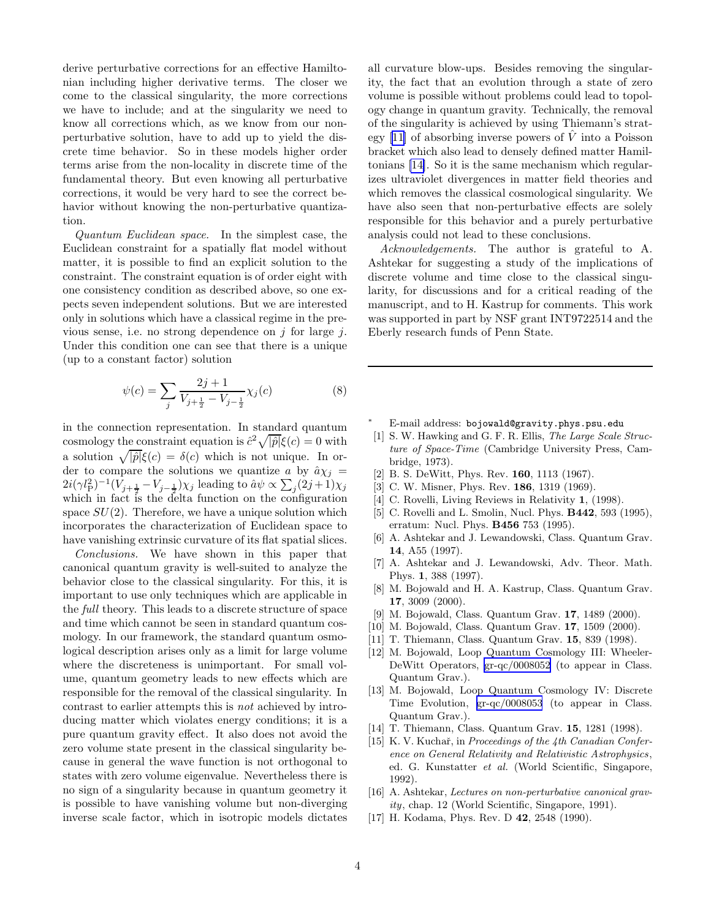derive perturbative corrections for an effective Hamiltonian including higher derivative terms. The closer we come to the classical singularity, the more corrections we have to include; and at the singularity we need to know all corrections which, as we know from our non-perturbative solution, have to add up to yield the discrete time behavior. So in these models higher order terms arise from the non-locality in discrete time of the fundamental theory. But even knowing all perturbative corrections, it would be very hard to see the correct behavior without knowing the non-perturbative quantization.

*Quantum Euclidean space.* In the simplest case, the Euclidean constraint for a spatially flat model without matter, it is possible to find an explicit solution to the constraint. The constraint equation is of order eight with one consistency condition as described above, so one expects seven independent solutions. But we are interested only in solutions which have a classical regime in the previous sense, i.e. no strong dependence on $j$ for large $j$. Under this condition one can see that there is a unique (up to a constant factor) solution

$$\psi(c) = \sum_j \frac{2j+1}{V_{j+\frac{1}{2}} - V_{j-\frac{1}{2}}} \chi_j(c) \tag{8}$$

in the connection representation. In standard quantum cosmology the constraint equation is $\hat{c}^2 \sqrt{|\hat{p}|}\xi(c) = 0$ with a solution $\sqrt{|\hat{p}|}\xi(c) = \delta(c)$ which is not unique. In order to compare the solutions we quantize $a$ by $\hat{a}\chi_j = 2i(\gamma l_{\mathrm{P}}^2)^{-1}(V_{j+\frac{1}{2}} - V_{j-\frac{1}{2}})\chi_j$ leading to $\hat{a}\psi \propto \sum_j (2j+1)\chi_j$ which in fact is the delta function on the configuration space $SU(2)$. Therefore, we have a unique solution which incorporates the characterization of Euclidean space to have vanishing extrinsic curvature of its flat spatial slices.

*Conclusions.* We have shown in this paper that canonical quantum gravity is well-suited to analyze the behavior close to the classical singularity. For this, it is important to use only techniques which are applicable in the *full* theory. This leads to a discrete structure of space and time which cannot be seen in standard quantum cosmology. In our framework, the standard quantum osmological description arises only as a limit for large volume where the discreteness is unimportant. For small volume, quantum geometry leads to new effects which are responsible for the removal of the classical singularity. In contrast to earlier attempts this is *not* achieved by introducing matter which violates energy conditions; it is a pure quantum gravity effect. It also does not avoid the zero volume state present in the classical singularity because in general the wave function is not orthogonal to states with zero volume eigenvalue. Nevertheless there is no sign of a singularity because in quantum geometry it is possible to have vanishing volume but non-diverging inverse scale factor, which in isotropic models dictates all curvature blow-ups. Besides removing the singularity, the fact that an evolution through a state of zero volume is possible without problems could lead to topology change in quantum gravity. Technically, the removal of the singularity is achieved by using Thiemann's strategy [11] of absorbing inverse powers of $\hat{V}$ into a Poisson bracket which also lead to densely defined matter Hamiltonians [14]. So it is the same mechanism which regularizes ultraviolet divergences in matter field theories and which removes the classical cosmological singularity. We have also seen that non-perturbative effects are solely responsible for this behavior and a purely perturbative analysis could not lead to these conclusions.

*Acknowledgements.* The author is grateful to A. Ashtekar for suggesting a study of the implications of discrete volume and time close to the classical singularity, for discussions and for a critical reading of the manuscript, and to H. Kastrup for comments. This work was supported in part by NSF grant INT9722514 and the Eberly research funds of Penn State.

---

\* E-mail address: bojowald@gravity.phys.psu.edu

[1] S. W. Hawking and G. F. R. Ellis, *The Large Scale Structure of Space-Time* (Cambridge University Press, Cambridge, 1973).
[2] B. S. DeWitt, Phys. Rev. **160**, 1113 (1967).
[3] C. W. Misner, Phys. Rev. **186**, 1319 (1969).
[4] C. Rovelli, Living Reviews in Relativity **1**, (1998).
[5] C. Rovelli and L. Smolin, Nucl. Phys. **B442**, 593 (1995), erratum: Nucl. Phys. **B456** 753 (1995).
[6] A. Ashtekar and J. Lewandowski, Class. Quantum Grav. **14**, A55 (1997).
[7] A. Ashtekar and J. Lewandowski, Adv. Theor. Math. Phys. **1**, 388 (1997).
[8] M. Bojowald and H. A. Kastrup, Class. Quantum Grav. **17**, 3009 (2000).
[9] M. Bojowald, Class. Quantum Grav. **17**, 1489 (2000).
[10] M. Bojowald, Class. Quantum Grav. **17**, 1509 (2000).
[11] T. Thiemann, Class. Quantum Grav. **15**, 839 (1998).
[12] M. Bojowald, Loop Quantum Cosmology III: Wheeler-DeWitt Operators, gr-qc/0008052 (to appear in Class. Quantum Grav.).
[13] M. Bojowald, Loop Quantum Cosmology IV: Discrete Time Evolution, gr-qc/0008053 (to appear in Class. Quantum Grav.).
[14] T. Thiemann, Class. Quantum Grav. **15**, 1281 (1998).
[15] K. V. Kuchař, in *Proceedings of the 4th Canadian Conference on General Relativity and Relativistic Astrophysics*, ed. G. Kunstatter *et al.* (World Scientific, Singapore, 1992).
[16] A. Ashtekar, *Lectures on non-perturbative canonical gravity*, chap. 12 (World Scientific, Singapore, 1991).
[17] H. Kodama, Phys. Rev. D **42**, 2548 (1990).